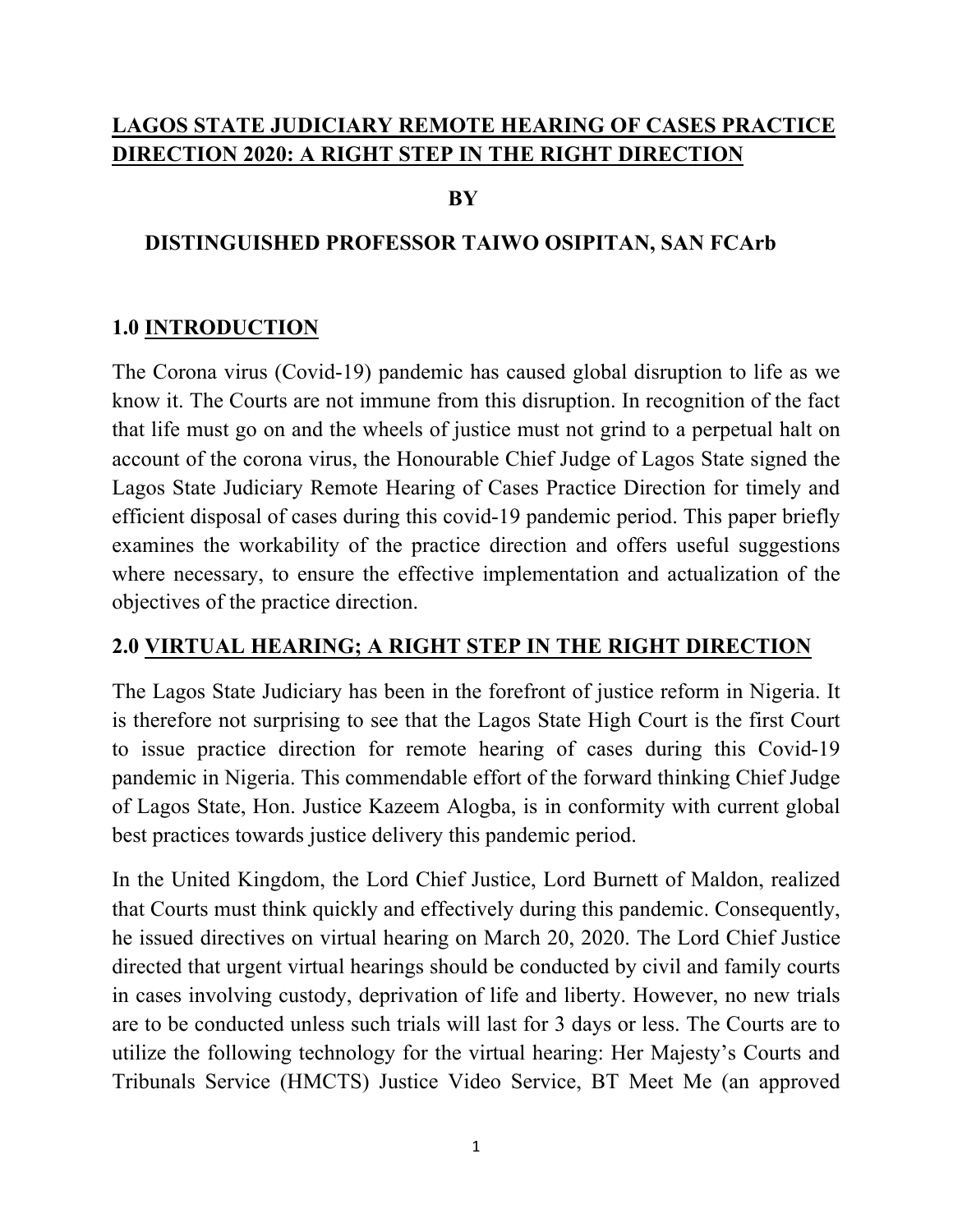# LAGOS STATE JUDICIARY REMOTE HEARING OF CASES PRACTICE DIRECTION 2020: A RIGHT STEP IN THE RIGHT DIRECTION

**BY**

**DISTINGUISHED PROFESSOR TAIWO OSIPITAN, SAN FCArb**

## 1.0 INTRODUCTION

The Corona virus (Covid-19) pandemic has caused global disruption to life as we know it. The Courts are not immune from this disruption. In recognition of the fact that life must go on and the wheels of justice must not grind to a perpetual halt on account of the corona virus, the Honourable Chief Judge of Lagos State signed the Lagos State Judiciary Remote Hearing of Cases Practice Direction for timely and efficient disposal of cases during this covid-19 pandemic period. This paper briefly examines the workability of the practice direction and offers useful suggestions where necessary, to ensure the effective implementation and actualization of the objectives of the practice direction.

## 2.0 VIRTUAL HEARING; A RIGHT STEP IN THE RIGHT DIRECTION

The Lagos State Judiciary has been in the forefront of justice reform in Nigeria. It is therefore not surprising to see that the Lagos State High Court is the first Court to issue practice direction for remote hearing of cases during this Covid-19 pandemic in Nigeria. This commendable effort of the forward thinking Chief Judge of Lagos State, Hon. Justice Kazeem Alogba, is in conformity with current global best practices towards justice delivery this pandemic period.

In the United Kingdom, the Lord Chief Justice, Lord Burnett of Maldon, realized that Courts must think quickly and effectively during this pandemic. Consequently, he issued directives on virtual hearing on March 20, 2020. The Lord Chief Justice directed that urgent virtual hearings should be conducted by civil and family courts in cases involving custody, deprivation of life and liberty. However, no new trials are to be conducted unless such trials will last for 3 days or less. The Courts are to utilize the following technology for the virtual hearing: Her Majesty's Courts and Tribunals Service (HMCTS) Justice Video Service, BT Meet Me (an approved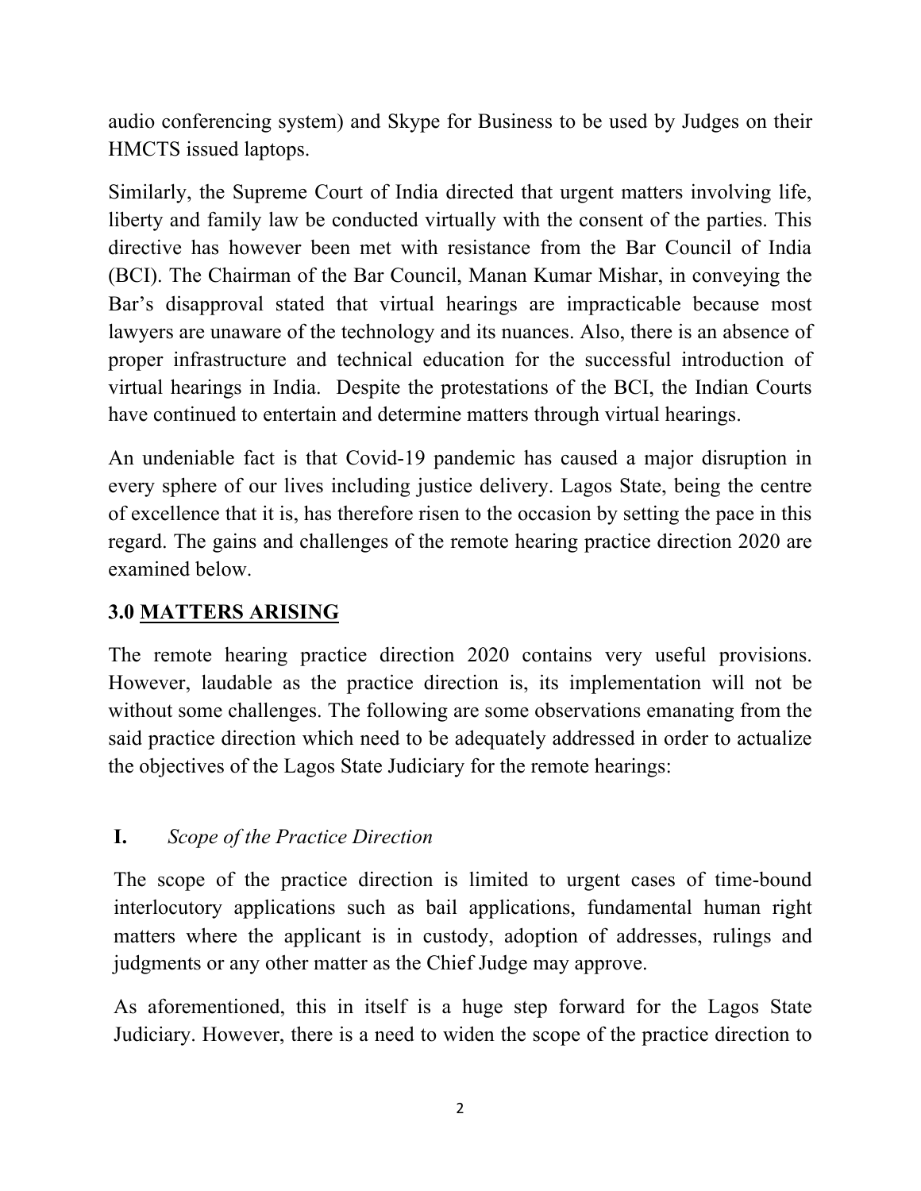audio conferencing system) and Skype for Business to be used by Judges on their HMCTS issued laptops.

Similarly, the Supreme Court of India directed that urgent matters involving life, liberty and family law be conducted virtually with the consent of the parties. This directive has however been met with resistance from the Bar Council of India (BCI). The Chairman of the Bar Council, Manan Kumar Mishar, in conveying the Bar's disapproval stated that virtual hearings are impracticable because most lawyers are unaware of the technology and its nuances. Also, there is an absence of proper infrastructure and technical education for the successful introduction of virtual hearings in India. Despite the protestations of the BCI, the Indian Courts have continued to entertain and determine matters through virtual hearings.

An undeniable fact is that Covid-19 pandemic has caused a major disruption in every sphere of our lives including justice delivery. Lagos State, being the centre of excellence that it is, has therefore risen to the occasion by setting the pace in this regard. The gains and challenges of the remote hearing practice direction 2020 are examined below.

## 3.0 MATTERS ARISING

The remote hearing practice direction 2020 contains very useful provisions. However, laudable as the practice direction is, its implementation will not be without some challenges. The following are some observations emanating from the said practice direction which need to be adequately addressed in order to actualize the objectives of the Lagos State Judiciary for the remote hearings:

### I. *Scope of the Practice Direction*

The scope of the practice direction is limited to urgent cases of time-bound interlocutory applications such as bail applications, fundamental human right matters where the applicant is in custody, adoption of addresses, rulings and judgments or any other matter as the Chief Judge may approve.

As aforementioned, this in itself is a huge step forward for the Lagos State Judiciary. However, there is a need to widen the scope of the practice direction to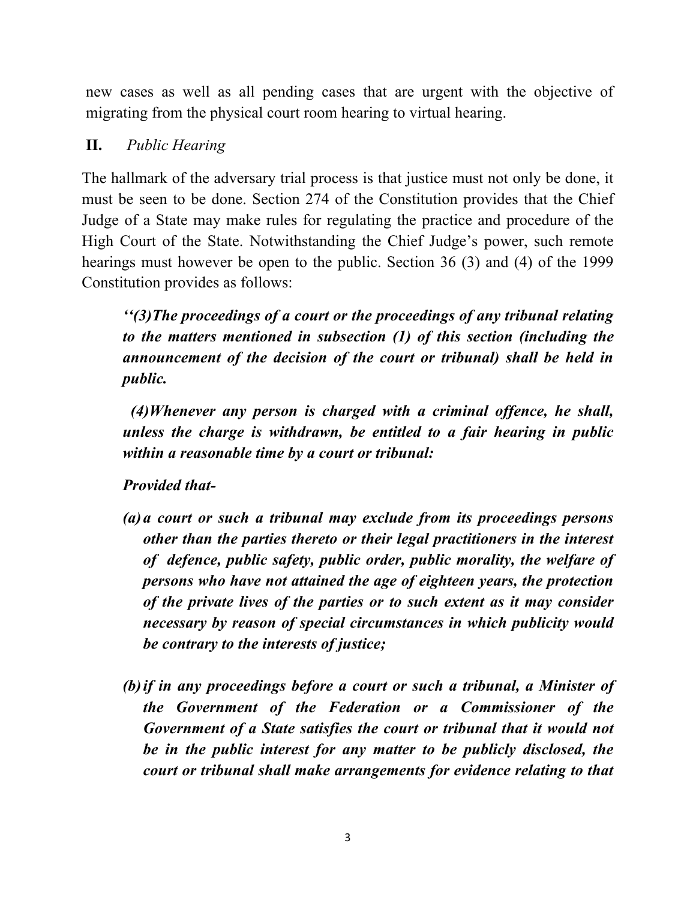new cases as well as all pending cases that are urgent with the objective of migrating from the physical court room hearing to virtual hearing.

**II.** *Public Hearing*

The hallmark of the adversary trial process is that justice must not only be done, it must be seen to be done. Section 274 of the Constitution provides that the Chief Judge of a State may make rules for regulating the practice and procedure of the High Court of the State. Notwithstanding the Chief Judge's power, such remote hearings must however be open to the public. Section 36 (3) and (4) of the 1999 Constitution provides as follows:

> ***''(3)The proceedings of a court or the proceedings of any tribunal relating to the matters mentioned in subsection (1) of this section (including the announcement of the decision of the court or tribunal) shall be held in public.***
>
> ***(4)Whenever any person is charged with a criminal offence, he shall, unless the charge is withdrawn, be entitled to a fair hearing in public within a reasonable time by a court or tribunal:***
>
> ***Provided that-***
>
> ***(a) a court or such a tribunal may exclude from its proceedings persons other than the parties thereto or their legal practitioners in the interest of defence, public safety, public order, public morality, the welfare of persons who have not attained the age of eighteen years, the protection of the private lives of the parties or to such extent as it may consider necessary by reason of special circumstances in which publicity would be contrary to the interests of justice;***
>
> ***(b) if in any proceedings before a court or such a tribunal, a Minister of the Government of the Federation or a Commissioner of the Government of a State satisfies the court or tribunal that it would not be in the public interest for any matter to be publicly disclosed, the court or tribunal shall make arrangements for evidence relating to that***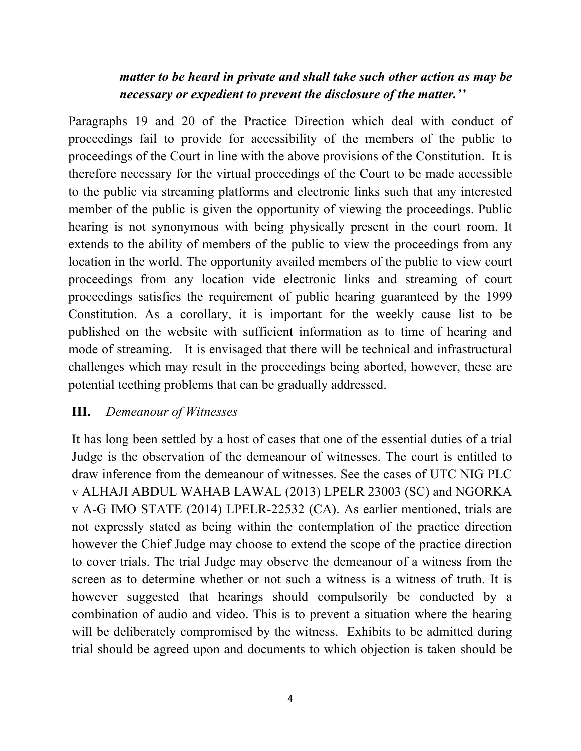***matter to be heard in private and shall take such other action as may be necessary or expedient to prevent the disclosure of the matter.''***

Paragraphs 19 and 20 of the Practice Direction which deal with conduct of proceedings fail to provide for accessibility of the members of the public to proceedings of the Court in line with the above provisions of the Constitution. It is therefore necessary for the virtual proceedings of the Court to be made accessible to the public via streaming platforms and electronic links such that any interested member of the public is given the opportunity of viewing the proceedings. Public hearing is not synonymous with being physically present in the court room. It extends to the ability of members of the public to view the proceedings from any location in the world. The opportunity availed members of the public to view court proceedings from any location vide electronic links and streaming of court proceedings satisfies the requirement of public hearing guaranteed by the 1999 Constitution. As a corollary, it is important for the weekly cause list to be published on the website with sufficient information as to time of hearing and mode of streaming. It is envisaged that there will be technical and infrastructural challenges which may result in the proceedings being aborted, however, these are potential teething problems that can be gradually addressed.

### III. *Demeanour of Witnesses*

It has long been settled by a host of cases that one of the essential duties of a trial Judge is the observation of the demeanour of witnesses. The court is entitled to draw inference from the demeanour of witnesses. See the cases of UTC NIG PLC v ALHAJI ABDUL WAHAB LAWAL (2013) LPELR 23003 (SC) and NGORKA v A-G IMO STATE (2014) LPELR-22532 (CA). As earlier mentioned, trials are not expressly stated as being within the contemplation of the practice direction however the Chief Judge may choose to extend the scope of the practice direction to cover trials. The trial Judge may observe the demeanour of a witness from the screen as to determine whether or not such a witness is a witness of truth. It is however suggested that hearings should compulsorily be conducted by a combination of audio and video. This is to prevent a situation where the hearing will be deliberately compromised by the witness. Exhibits to be admitted during trial should be agreed upon and documents to which objection is taken should be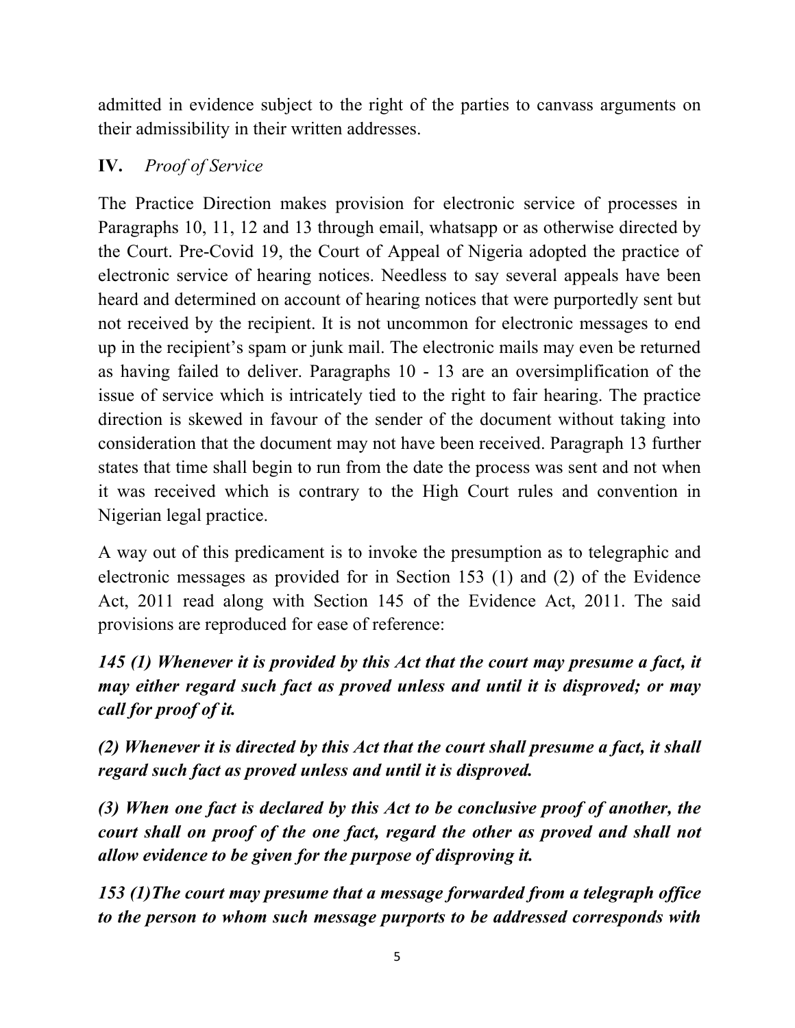admitted in evidence subject to the right of the parties to canvass arguments on their admissibility in their written addresses.

### IV. *Proof of Service*

The Practice Direction makes provision for electronic service of processes in Paragraphs 10, 11, 12 and 13 through email, whatsapp or as otherwise directed by the Court. Pre-Covid 19, the Court of Appeal of Nigeria adopted the practice of electronic service of hearing notices. Needless to say several appeals have been heard and determined on account of hearing notices that were purportedly sent but not received by the recipient. It is not uncommon for electronic messages to end up in the recipient's spam or junk mail. The electronic mails may even be returned as having failed to deliver. Paragraphs 10 - 13 are an oversimplification of the issue of service which is intricately tied to the right to fair hearing. The practice direction is skewed in favour of the sender of the document without taking into consideration that the document may not have been received. Paragraph 13 further states that time shall begin to run from the date the process was sent and not when it was received which is contrary to the High Court rules and convention in Nigerian legal practice.

A way out of this predicament is to invoke the presumption as to telegraphic and electronic messages as provided for in Section 153 (1) and (2) of the Evidence Act, 2011 read along with Section 145 of the Evidence Act, 2011. The said provisions are reproduced for ease of reference:

***145 (1) Whenever it is provided by this Act that the court may presume a fact, it may either regard such fact as proved unless and until it is disproved; or may call for proof of it.***

***(2) Whenever it is directed by this Act that the court shall presume a fact, it shall regard such fact as proved unless and until it is disproved.***

***(3) When one fact is declared by this Act to be conclusive proof of another, the court shall on proof of the one fact, regard the other as proved and shall not allow evidence to be given for the purpose of disproving it.***

***153 (1)The court may presume that a message forwarded from a telegraph office to the person to whom such message purports to be addressed corresponds with***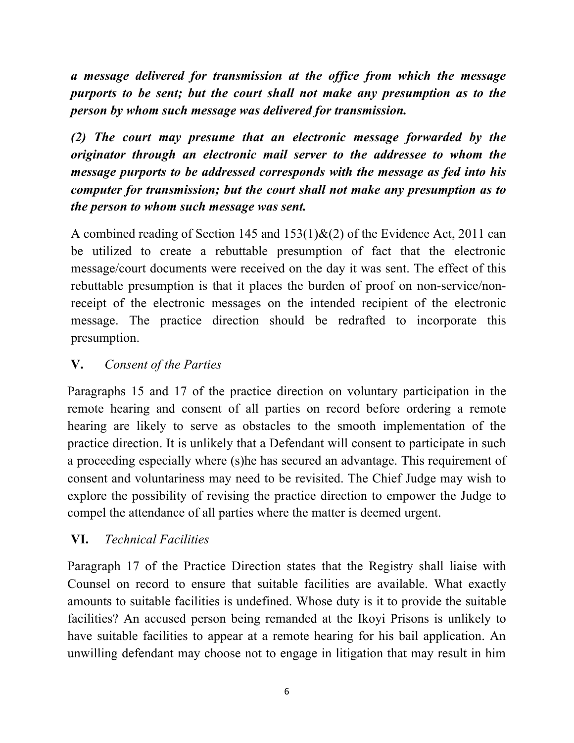***a message delivered for transmission at the office from which the message purports to be sent; but the court shall not make any presumption as to the person by whom such message was delivered for transmission.***

***(2) The court may presume that an electronic message forwarded by the originator through an electronic mail server to the addressee to whom the message purports to be addressed corresponds with the message as fed into his computer for transmission; but the court shall not make any presumption as to the person to whom such message was sent.***

A combined reading of Section 145 and 153(1)&(2) of the Evidence Act, 2011 can be utilized to create a rebuttable presumption of fact that the electronic message/court documents were received on the day it was sent. The effect of this rebuttable presumption is that it places the burden of proof on non-service/non-receipt of the electronic messages on the intended recipient of the electronic message. The practice direction should be redrafted to incorporate this presumption.

### **V.** *Consent of the Parties*

Paragraphs 15 and 17 of the practice direction on voluntary participation in the remote hearing and consent of all parties on record before ordering a remote hearing are likely to serve as obstacles to the smooth implementation of the practice direction. It is unlikely that a Defendant will consent to participate in such a proceeding especially where (s)he has secured an advantage. This requirement of consent and voluntariness may need to be revisited. The Chief Judge may wish to explore the possibility of revising the practice direction to empower the Judge to compel the attendance of all parties where the matter is deemed urgent.

### **VI.** *Technical Facilities*

Paragraph 17 of the Practice Direction states that the Registry shall liaise with Counsel on record to ensure that suitable facilities are available. What exactly amounts to suitable facilities is undefined. Whose duty is it to provide the suitable facilities? An accused person being remanded at the Ikoyi Prisons is unlikely to have suitable facilities to appear at a remote hearing for his bail application. An unwilling defendant may choose not to engage in litigation that may result in him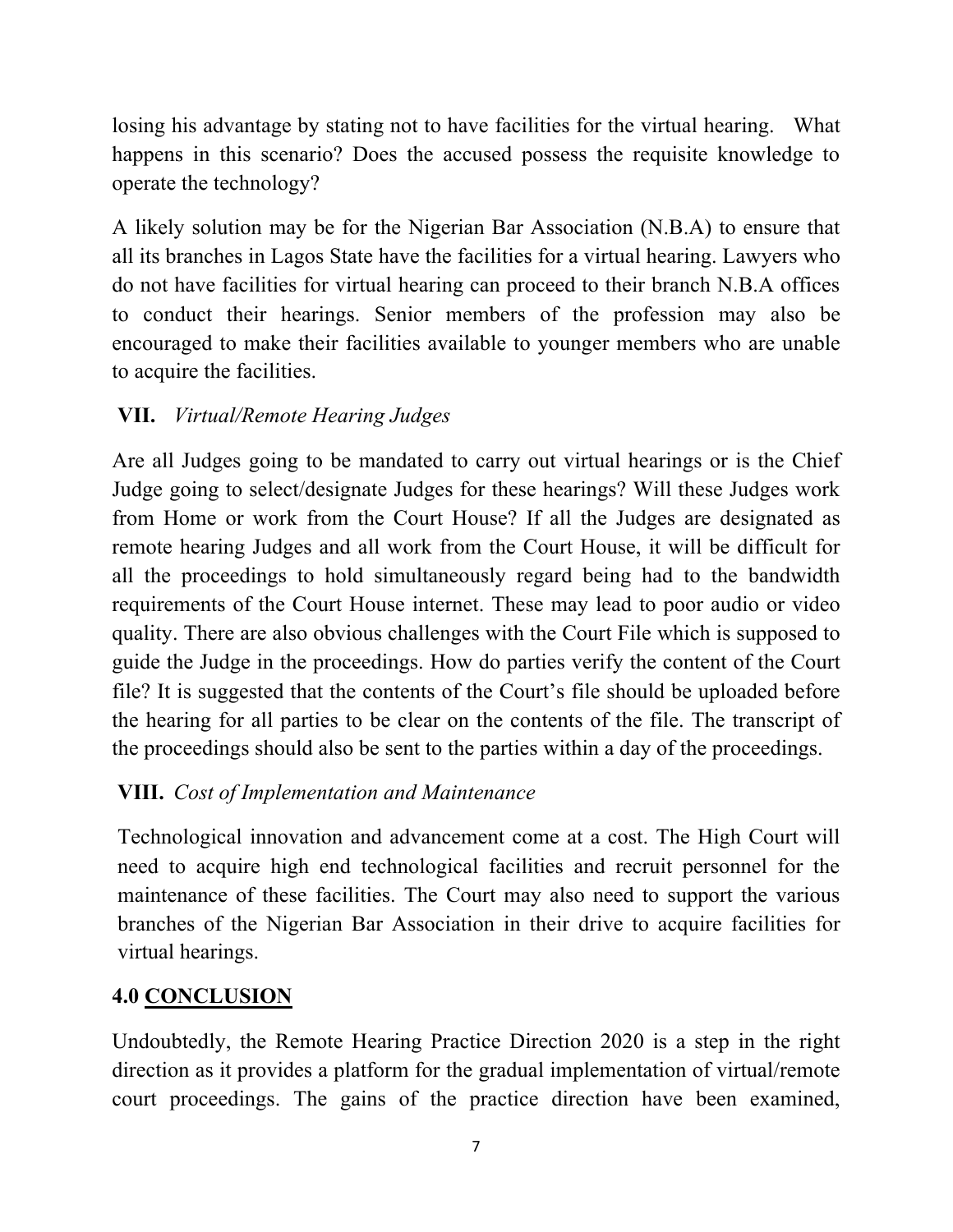losing his advantage by stating not to have facilities for the virtual hearing. What happens in this scenario? Does the accused possess the requisite knowledge to operate the technology?

A likely solution may be for the Nigerian Bar Association (N.B.A) to ensure that all its branches in Lagos State have the facilities for a virtual hearing. Lawyers who do not have facilities for virtual hearing can proceed to their branch N.B.A offices to conduct their hearings. Senior members of the profession may also be encouraged to make their facilities available to younger members who are unable to acquire the facilities.

### VII. *Virtual/Remote Hearing Judges*

Are all Judges going to be mandated to carry out virtual hearings or is the Chief Judge going to select/designate Judges for these hearings? Will these Judges work from Home or work from the Court House? If all the Judges are designated as remote hearing Judges and all work from the Court House, it will be difficult for all the proceedings to hold simultaneously regard being had to the bandwidth requirements of the Court House internet. These may lead to poor audio or video quality. There are also obvious challenges with the Court File which is supposed to guide the Judge in the proceedings. How do parties verify the content of the Court file? It is suggested that the contents of the Court's file should be uploaded before the hearing for all parties to be clear on the contents of the file. The transcript of the proceedings should also be sent to the parties within a day of the proceedings.

### VIII. *Cost of Implementation and Maintenance*

Technological innovation and advancement come at a cost. The High Court will need to acquire high end technological facilities and recruit personnel for the maintenance of these facilities. The Court may also need to support the various branches of the Nigerian Bar Association in their drive to acquire facilities for virtual hearings.

## 4.0 CONCLUSION

Undoubtedly, the Remote Hearing Practice Direction 2020 is a step in the right direction as it provides a platform for the gradual implementation of virtual/remote court proceedings. The gains of the practice direction have been examined,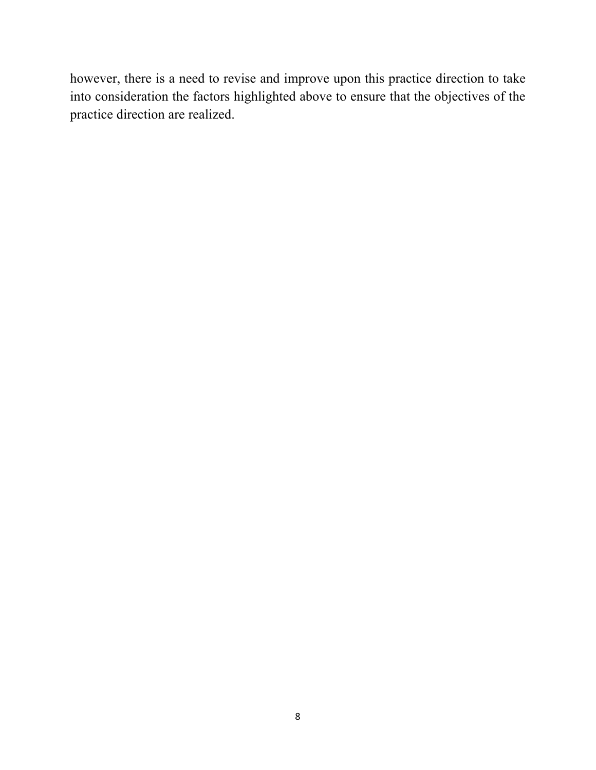however, there is a need to revise and improve upon this practice direction to take into consideration the factors highlighted above to ensure that the objectives of the practice direction are realized.